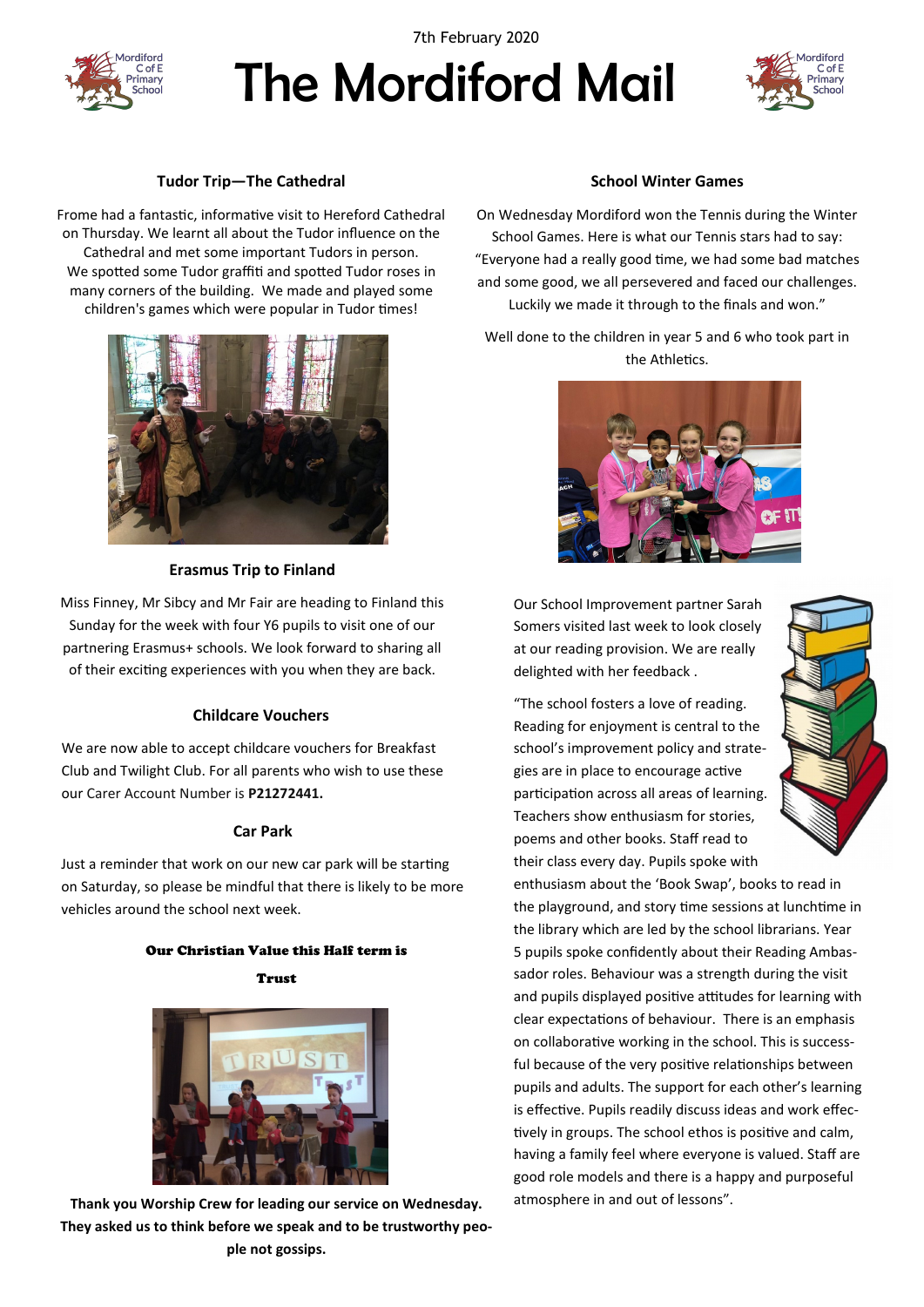7th February 2020

# The Mordiford Mail

### Tudor Trip—The Cathedral

Frome had a fantastic, informative visit to Hereford Cathedral on Thursday. We learnt all about the Tudor influence on the Cathedral and met some important Tudors in person. We spotted some Tudor graffiti and spotted Tudor roses in many corners of the building. We made and played some children's games which were popular in Tudor times!

### Erasmus Trip to Finland

Miss Finney, Mr Sibcy and Mr Fair are heading to Finland this Sunday for the week with four Y6 pupils to visit one of our partnering Erasmus+ schools. We look forward to sharing all of their exciting experiences with you when they are back.

### Childcare Vouchers

We are now able to accept childcare vouchers for Breakfast Club and Twilight Club. For all parents who wish to use these our Carer Account Number is **P21272441.**

### Car Park

Just a reminder that work on our new car park will be starting on Saturday, so please be mindful that there is likely to be more vehicles around the school next week.

### Our Christian Value this Half term is

### Trust

**Thank you Worship Crew for leading our service on Wednesday. They asked us to think before we speak and to be trustworthy people not gossips.**

### School Winter Games

On Wednesday Mordiford won the Tennis during the Winter School Games. Here is what our Tennis stars had to say: "Everyone had a really good time, we had some bad matches and some good, we all persevered and faced our challenges. Luckily we made it through to the finals and won."

Well done to the children in year 5 and 6 who took part in the Athletics.

Our School Improvement partner Sarah Somers visited last week to look closely at our reading provision. We are really delighted with her feedback .

"The school fosters a love of reading. Reading for enjoyment is central to the school's improvement policy and strategies are in place to encourage active participation across all areas of learning. Teachers show enthusiasm for stories, poems and other books. Staff read to their class every day. Pupils spoke with enthusiasm about the 'Book Swap', books to read in the playground, and story time sessions at lunchtime in the library which are led by the school librarians. Year 5 pupils spoke confidently about their Reading Ambassador roles. Behaviour was a strength during the visit and pupils displayed positive attitudes for learning with clear expectations of behaviour. There is an emphasis on collaborative working in the school. This is successful because of the very positive relationships between pupils and adults. The support for each other's learning is effective. Pupils readily discuss ideas and work effectively in groups. The school ethos is positive and calm, having a family feel where everyone is valued. Staff are good role models and there is a happy and purposeful atmosphere in and out of lessons".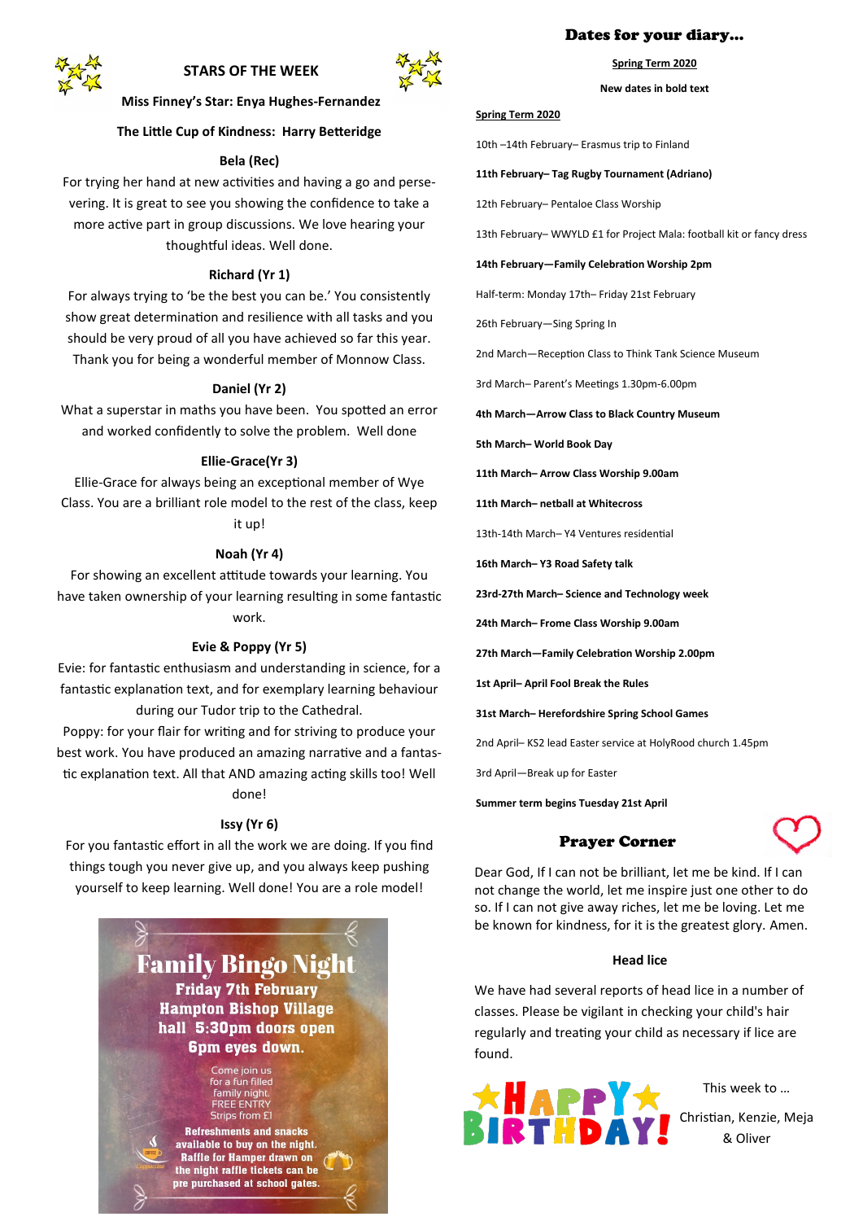## STARS OF THE WEEK

**Miss Finney's Star: Enya Hughes-Fernandez**

**The Little Cup of Kindness: Harry Betteridge**

### Bela (Rec)

For trying her hand at new activities and having a go and persevering. It is great to see you showing the confidence to take a more active part in group discussions. We love hearing your thoughtful ideas. Well done.

### Richard (Yr 1)

For always trying to 'be the best you can be.' You consistently show great determination and resilience with all tasks and you should be very proud of all you have achieved so far this year. Thank you for being a wonderful member of Monnow Class.

### Daniel (Yr 2)

What a superstar in maths you have been. You spotted an error and worked confidently to solve the problem. Well done

### Ellie-Grace(Yr 3)

Ellie-Grace for always being an exceptional member of Wye Class. You are a brilliant role model to the rest of the class, keep it up!

### Noah (Yr 4)

For showing an excellent attitude towards your learning. You have taken ownership of your learning resulting in some fantastic work.

### Evie & Poppy (Yr 5)

Evie: for fantastic enthusiasm and understanding in science, for a fantastic explanation text, and for exemplary learning behaviour during our Tudor trip to the Cathedral.

Poppy: for your flair for writing and for striving to produce your best work. You have produced an amazing narrative and a fantastic explanation text. All that AND amazing acting skills too! Well done!

### Issy (Yr 6)

For you fantastic effort in all the work we are doing. If you find things tough you never give up, and you always keep pushing yourself to keep learning. Well done! You are a role model!

## Family Bingo Night

**Friday 7th February**
**Hampton Bishop Village hall 5:30pm doors open 6pm eyes down.**

Come join us for a fun filled family night.
FREE ENTRY
Strips from £1

**Refreshments and snacks available to buy on the night. Raffle for Hamper drawn on the night raffle tickets can be pre purchased at school gates.**

## Dates for your diary...

**Spring Term 2020**

**New dates in bold text**

**Spring Term 2020**

10th –14th February– Erasmus trip to Finland

**11th February– Tag Rugby Tournament (Adriano)**

12th February– Pentaloe Class Worship

13th February– WWYLD £1 for Project Mala: football kit or fancy dress

**14th February—Family Celebration Worship 2pm**

Half-term: Monday 17th– Friday 21st February

26th February—Sing Spring In

2nd March—Reception Class to Think Tank Science Museum

3rd March– Parent's Meetings 1.30pm-6.00pm

**4th March—Arrow Class to Black Country Museum**

**5th March– World Book Day**

**11th March– Arrow Class Worship 9.00am**

**11th March– netball at Whitecross**

13th-14th March– Y4 Ventures residential

**16th March– Y3 Road Safety talk**

**23rd-27th March– Science and Technology week**

**24th March– Frome Class Worship 9.00am**

**27th March—Family Celebration Worship 2.00pm**

**1st April– April Fool Break the Rules**

**31st March– Herefordshire Spring School Games**

2nd April– KS2 lead Easter service at HolyRood church 1.45pm

3rd April—Break up for Easter

**Summer term begins Tuesday 21st April**

## Prayer Corner

Dear God, If I can not be brilliant, let me be kind. If I can not change the world, let me inspire just one other to do so. If I can not give away riches, let me be loving. Let me be known for kindness, for it is the greatest glory. Amen.

### Head lice

We have had several reports of head lice in a number of classes. Please be vigilant in checking your child's hair regularly and treating your child as necessary if lice are found.

## HAPPY BIRTHDAY!

This week to ...

Christian, Kenzie, Meja & Oliver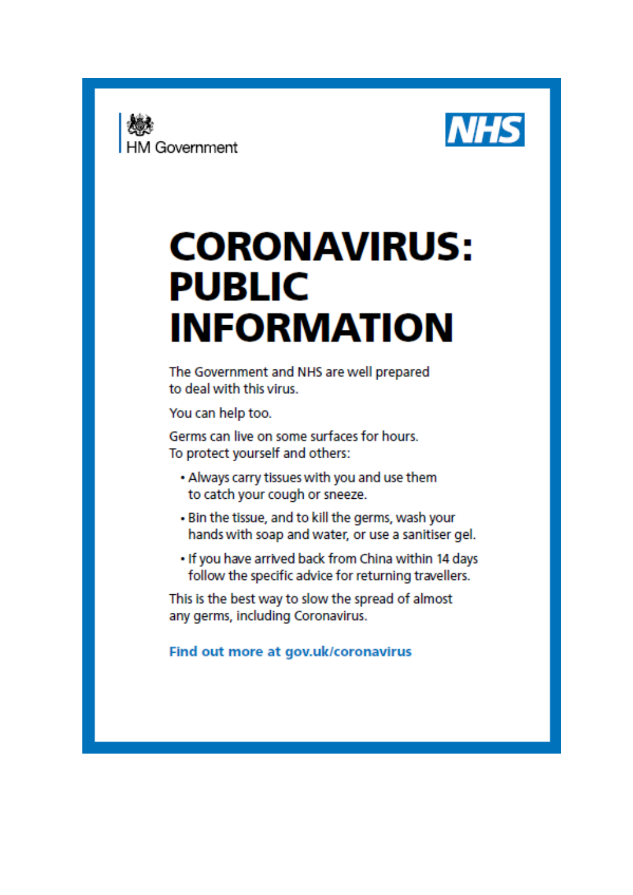HM Government

NHS

# CORONAVIRUS: PUBLIC INFORMATION

The Government and NHS are well prepared to deal with this virus.

You can help too.

Germs can live on some surfaces for hours. To protect yourself and others:

- Always carry tissues with you and use them to catch your cough or sneeze.
- Bin the tissue, and to kill the germs, wash your hands with soap and water, or use a sanitiser gel.
- If you have arrived back from China within 14 days follow the specific advice for returning travellers.

This is the best way to slow the spread of almost any germs, including Coronavirus.

**Find out more at gov.uk/coronavirus**